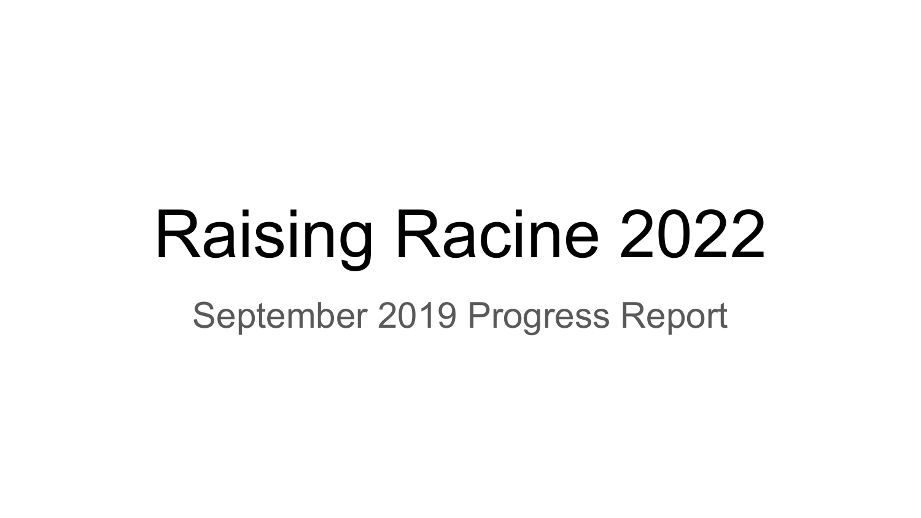# Raising Racine 2022

September 2019 Progress Report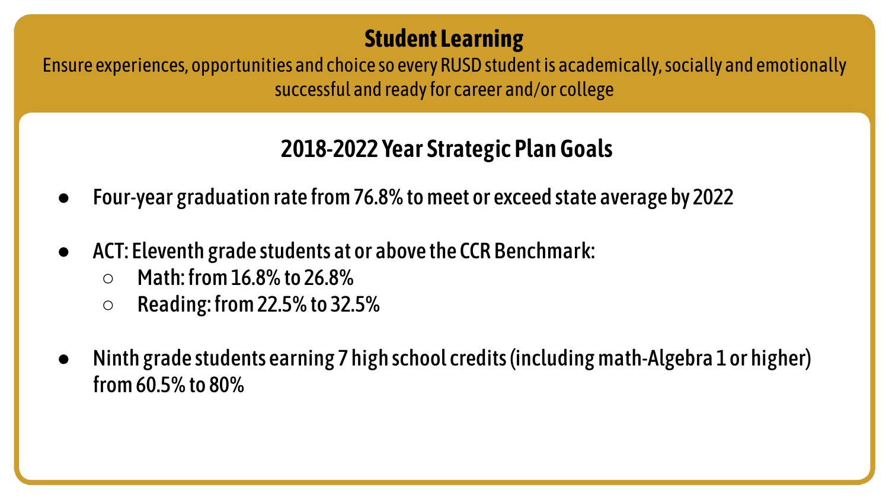# Student Learning

Ensure experiences, opportunities and choice so every RUSD student is academically, socially and emotionally successful and ready for career and/or college

## 2018-2022 Year Strategic Plan Goals

- **Four-year graduation rate from 76.8% to meet or exceed state average by 2022**
- **ACT: Eleventh grade students at or above the CCR Benchmark:**
  - **Math: from 16.8% to 26.8%**
  - **Reading: from 22.5% to 32.5%**
- **Ninth grade students earning 7 high school credits (including math-Algebra 1 or higher) from 60.5% to 80%**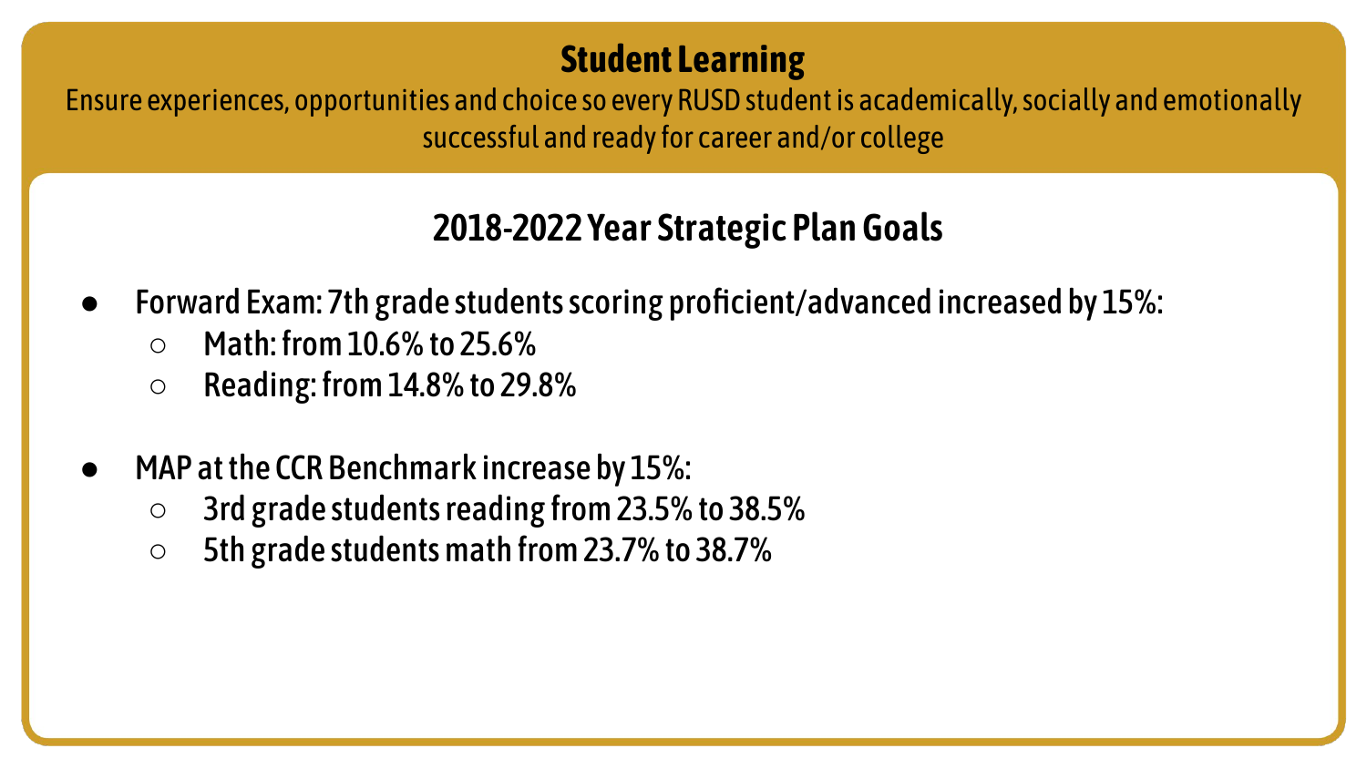# Student Learning

Ensure experiences, opportunities and choice so every RUSD student is academically, socially and emotionally successful and ready for career and/or college

## 2018-2022 Year Strategic Plan Goals

- Forward Exam: 7th grade students scoring proficient/advanced increased by 15%:
  - Math: from 10.6% to 25.6%
  - Reading: from 14.8% to 29.8%

- MAP at the CCR Benchmark increase by 15%:
  - 3rd grade students reading from 23.5% to 38.5%
  - 5th grade students math from 23.7% to 38.7%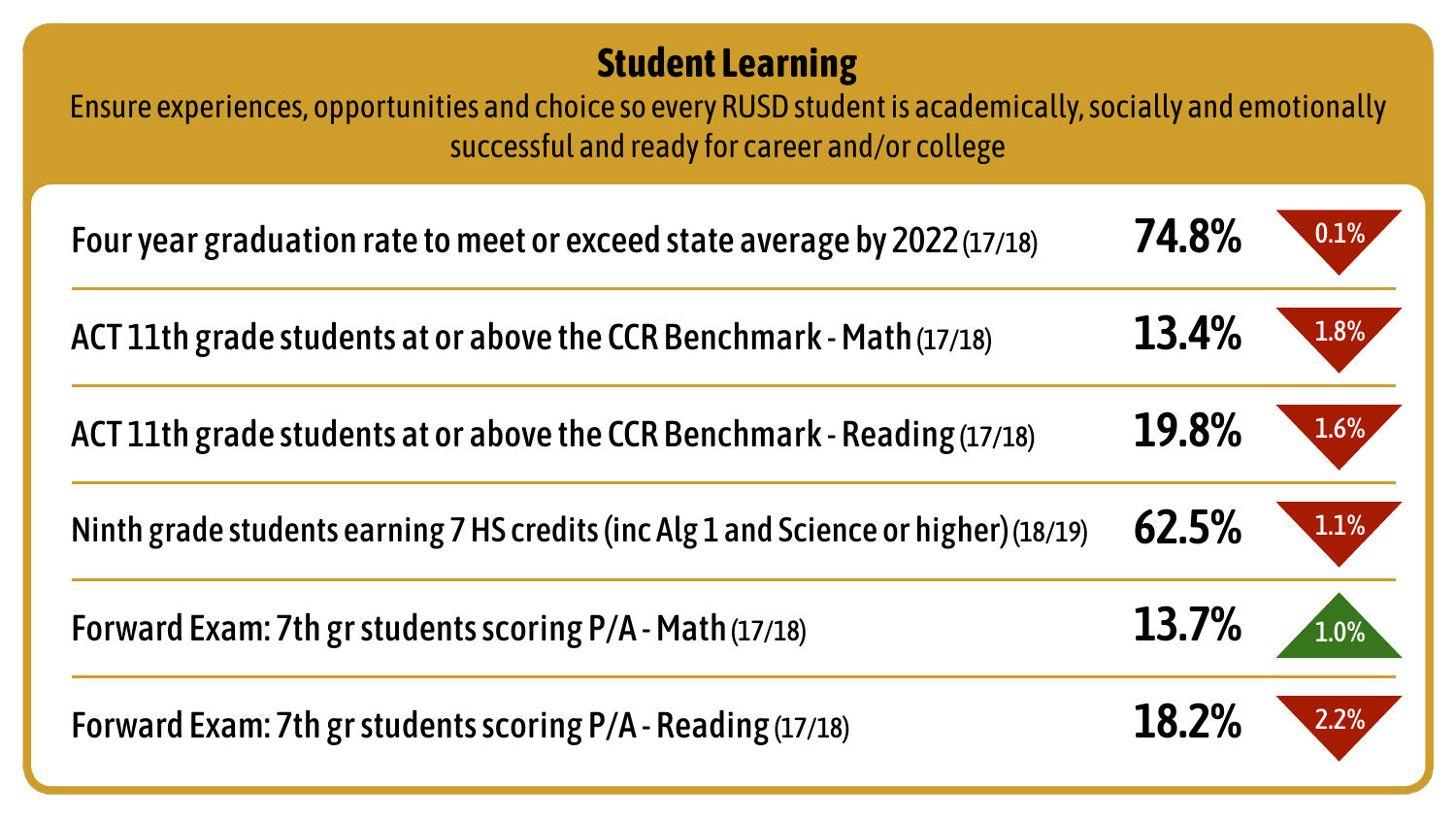## Student Learning

Ensure experiences, opportunities and choice so every RUSD student is academically, socially and emotionally successful and ready for career and/or college

| Measure | Value | Change |
| --- | --- | --- |
| Four year graduation rate to meet or exceed state average by 2022 (17/18) | 74.8% | ▼ 0.1% |
| ACT 11th grade students at or above the CCR Benchmark - Math (17/18) | 13.4% | ▼ 1.8% |
| ACT 11th grade students at or above the CCR Benchmark - Reading (17/18) | 19.8% | ▼ 1.6% |
| Ninth grade students earning 7 HS credits (inc Alg 1 and Science or higher) (18/19) | 62.5% | ▼ 1.1% |
| Forward Exam: 7th gr students scoring P/A - Math (17/18) | 13.7% | ▲ 1.0% |
| Forward Exam: 7th gr students scoring P/A - Reading (17/18) | 18.2% | ▼ 2.2% |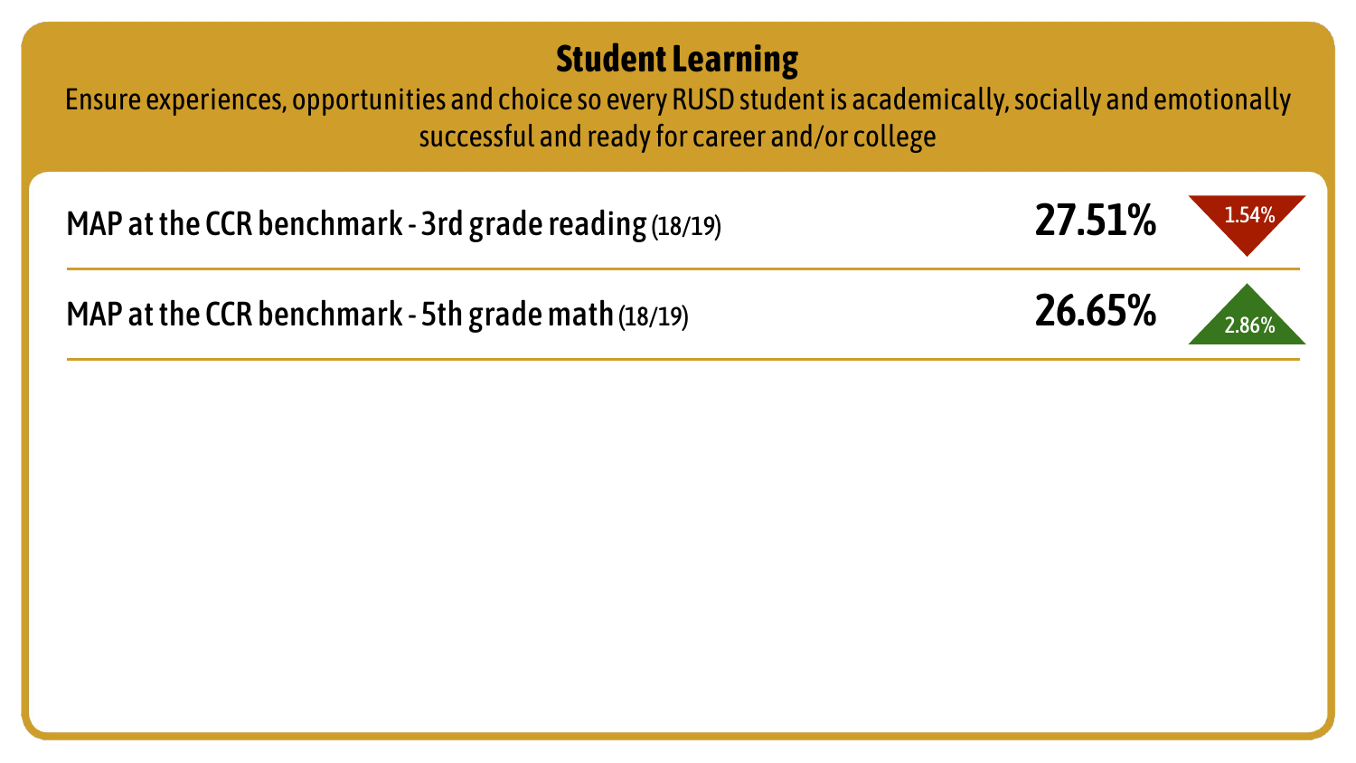## Student Learning

Ensure experiences, opportunities and choice so every RUSD student is academically, socially and emotionally successful and ready for career and/or college

| Measure | Value | Change |
| --- | --- | --- |
| MAP at the CCR benchmark - 3rd grade reading (18/19) | 27.51% | ▼ 1.54% |
| MAP at the CCR benchmark - 5th grade math (18/19) | 26.65% | ▲ 2.86% |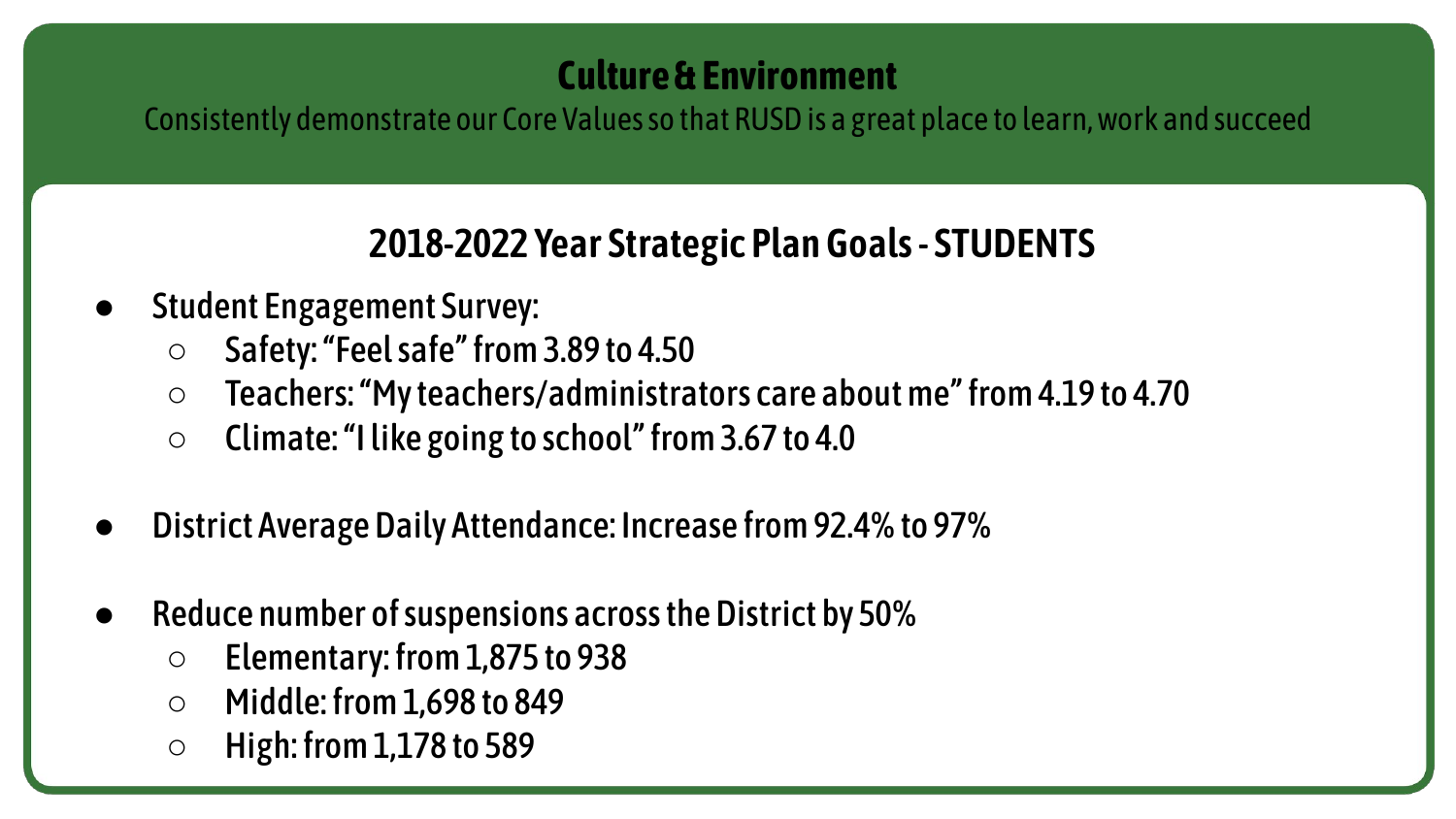# Culture & Environment

Consistently demonstrate our Core Values so that RUSD is a great place to learn, work and succeed

## 2018-2022 Year Strategic Plan Goals - STUDENTS

- Student Engagement Survey:
  - Safety: "Feel safe" from 3.89 to 4.50
  - Teachers: "My teachers/administrators care about me" from 4.19 to 4.70
  - Climate: "I like going to school" from 3.67 to 4.0

- District Average Daily Attendance: Increase from 92.4% to 97%

- Reduce number of suspensions across the District by 50%
  - Elementary: from 1,875 to 938
  - Middle: from 1,698 to 849
  - High: from 1,178 to 589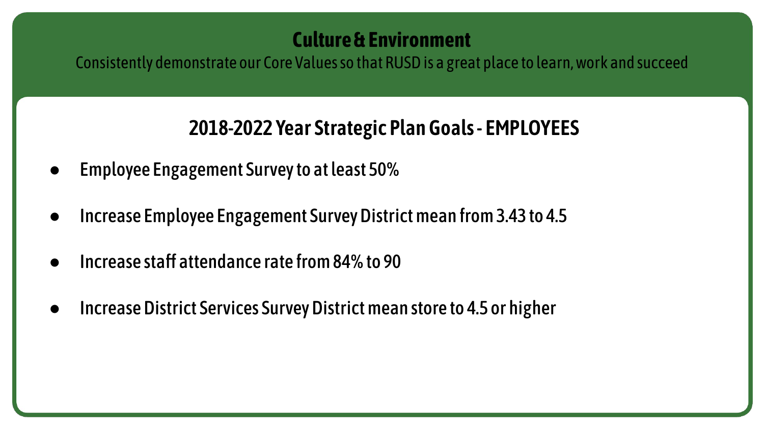# Culture & Environment

Consistently demonstrate our Core Values so that RUSD is a great place to learn, work and succeed

## 2018-2022 Year Strategic Plan Goals - EMPLOYEES

- **Employee Engagement Survey to at least 50%**
- **Increase Employee Engagement Survey District mean from 3.43 to 4.5**
- **Increase staff attendance rate from 84% to 90**
- **Increase District Services Survey District mean store to 4.5 or higher**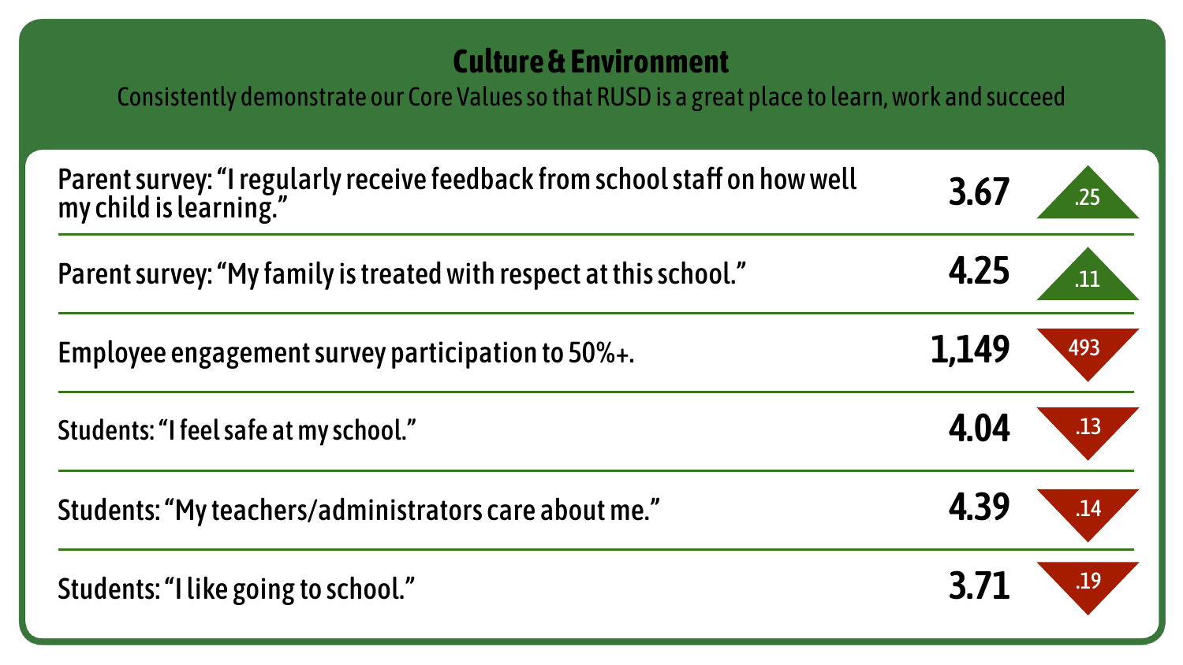## Culture & Environment

Consistently demonstrate our Core Values so that RUSD is a great place to learn, work and succeed

| Measure | Result | Change |
| --- | --- | --- |
| Parent survey: "I regularly receive feedback from school staff on how well my child is learning." | 3.67 | ▲ .25 |
| Parent survey: "My family is treated with respect at this school." | 4.25 | ▲ .11 |
| Employee engagement survey participation to 50%+. | 1,149 | ▼ 493 |
| Students: "I feel safe at my school." | 4.04 | ▼ .13 |
| Students: "My teachers/administrators care about me." | 4.39 | ▼ .14 |
| Students: "I like going to school." | 3.71 | ▼ .19 |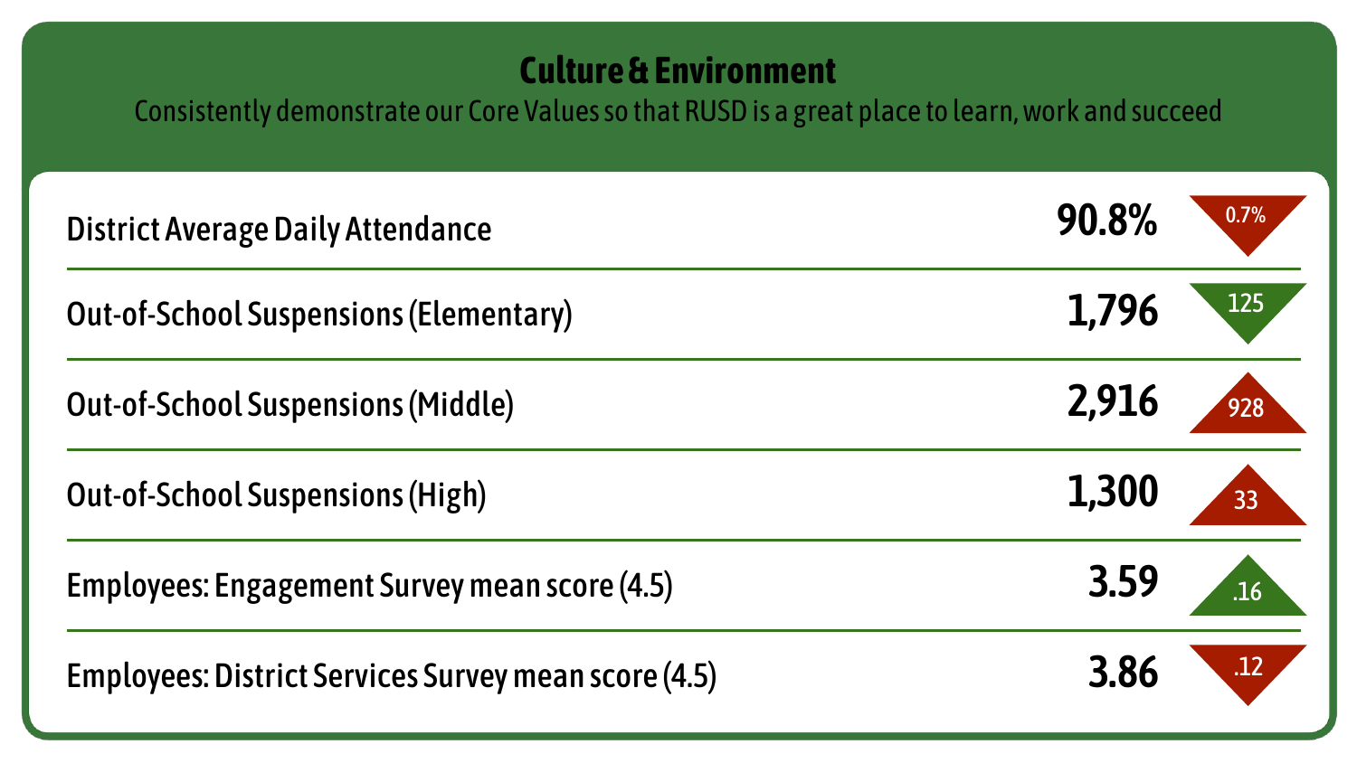## Culture & Environment

Consistently demonstrate our Core Values so that RUSD is a great place to learn, work and succeed

| Measure | Value | Change |
| --- | --- | --- |
| District Average Daily Attendance | 90.8% | ▼ 0.7% |
| Out-of-School Suspensions (Elementary) | 1,796 | ▼ 125 |
| Out-of-School Suspensions (Middle) | 2,916 | ▲ 928 |
| Out-of-School Suspensions (High) | 1,300 | ▲ 33 |
| Employees: Engagement Survey mean score (4.5) | 3.59 | ▲ .16 |
| Employees: District Services Survey mean score (4.5) | 3.86 | ▼ .12 |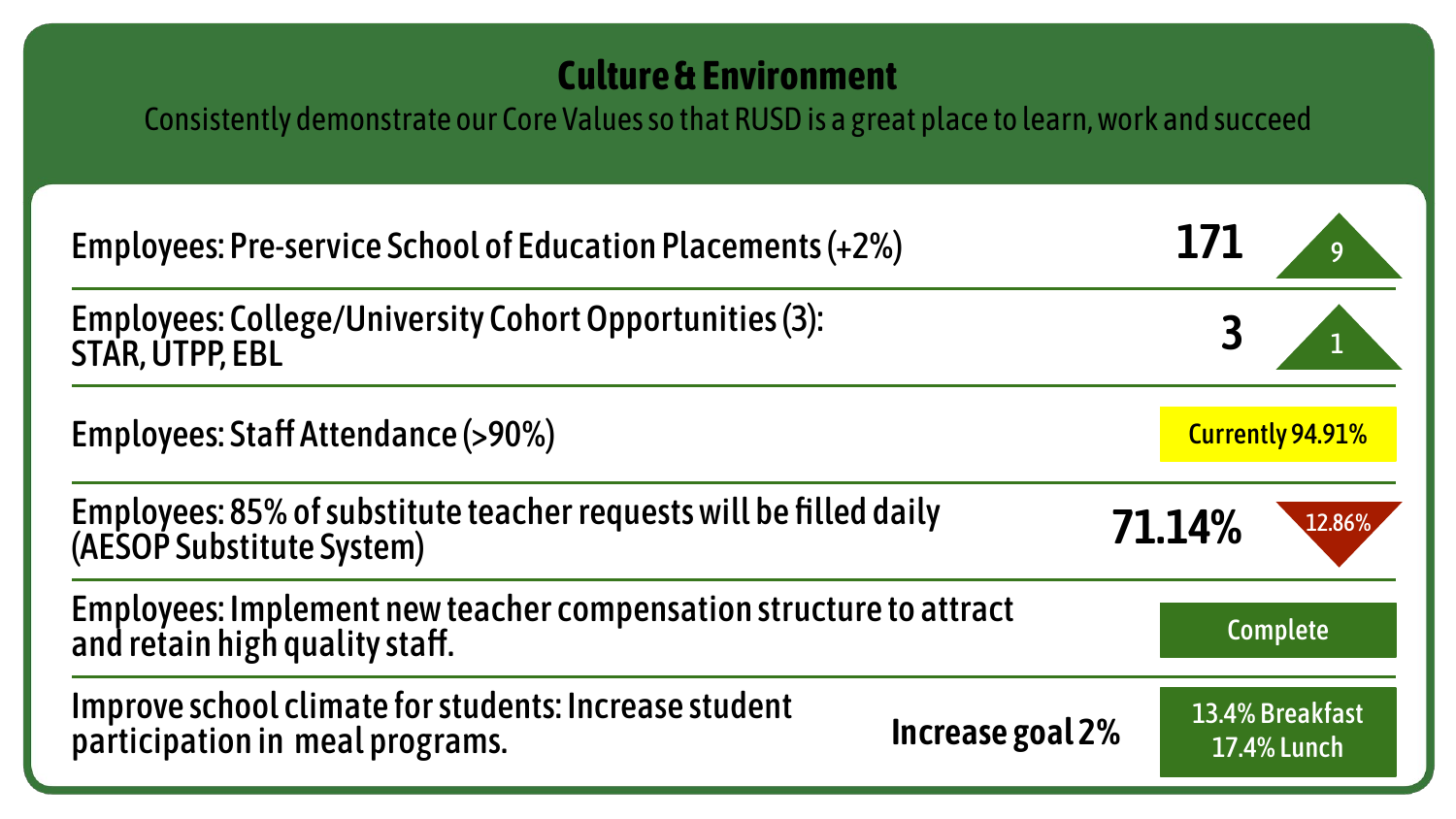# Culture & Environment

Consistently demonstrate our Core Values so that RUSD is a great place to learn, work and succeed

| Measure | Value | Status |
|---|---|---|
| Employees: Pre-service School of Education Placements (+2%) | 171 | ▲ 9 |
| Employees: College/University Cohort Opportunities (3): STAR, UTPP, EBL | 3 | ▲ 1 |
| Employees: Staff Attendance (>90%) | | Currently 94.91% |
| Employees: 85% of substitute teacher requests will be filled daily (AESOP Substitute System) | 71.14% | ▼ 12.86% |
| Employees: Implement new teacher compensation structure to attract and retain high quality staff. | | Complete |
| Improve school climate for students: Increase student participation in meal programs. | Increase goal 2% | 13.4% Breakfast<br>17.4% Lunch |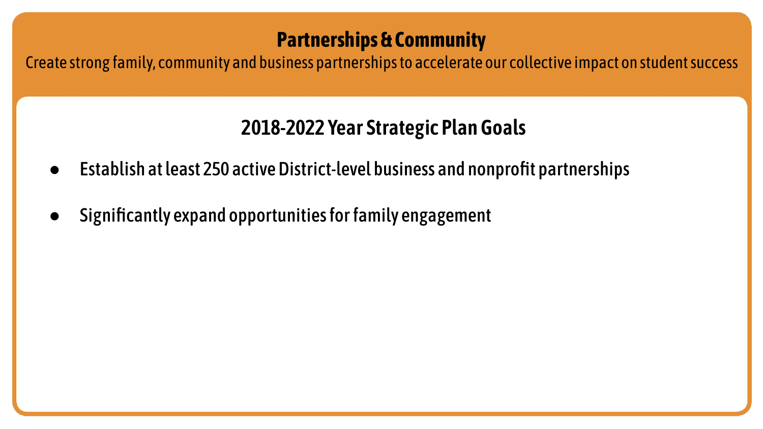# Partnerships & Community

Create strong family, community and business partnerships to accelerate our collective impact on student success

## 2018-2022 Year Strategic Plan Goals

- Establish at least 250 active District-level business and nonprofit partnerships
- Significantly expand opportunities for family engagement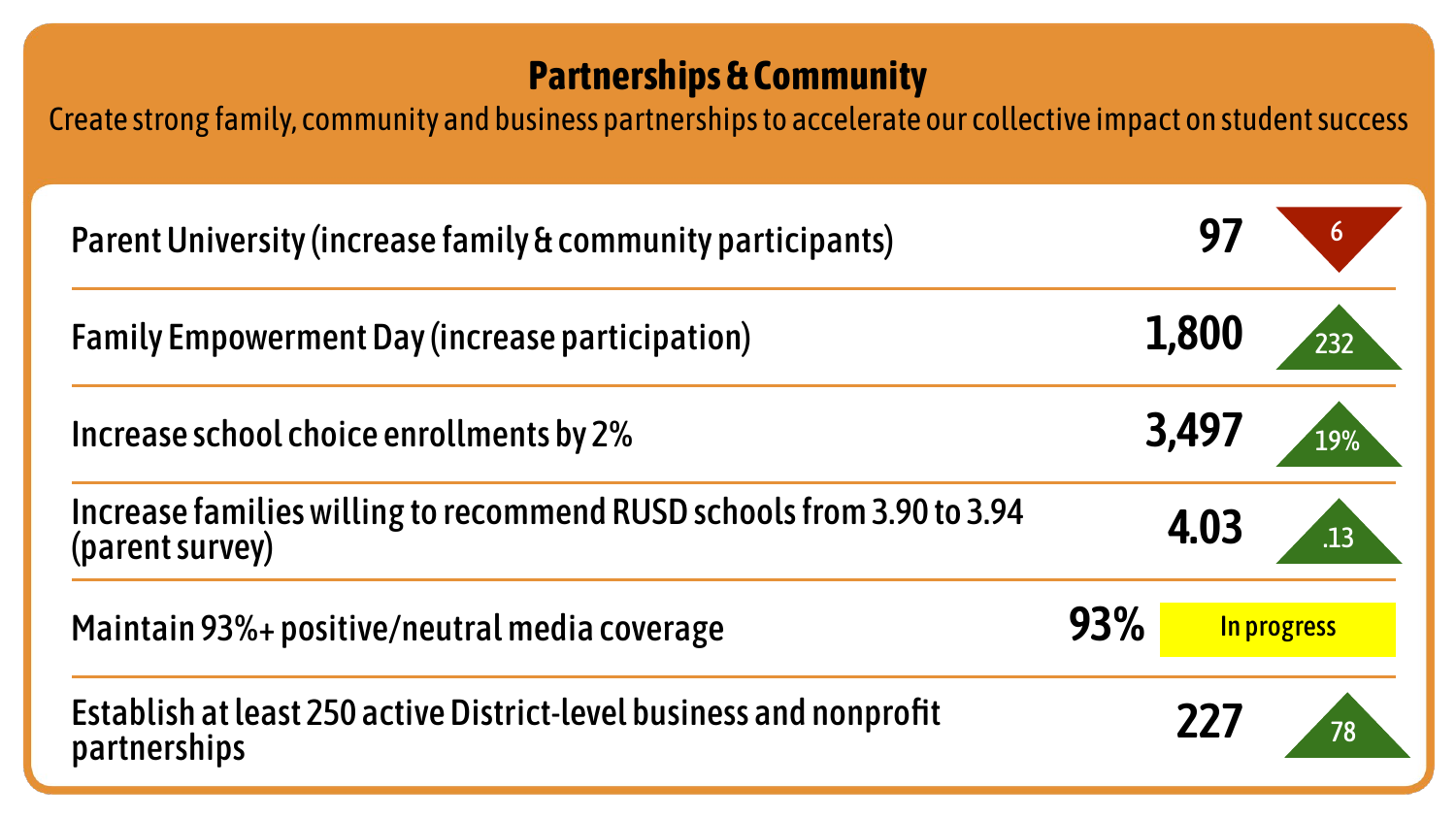## Partnerships & Community

Create strong family, community and business partnerships to accelerate our collective impact on student success

| Measure | Value | Change |
| --- | --- | --- |
| Parent University (increase family & community participants) | 97 | ▼ 6 |
| Family Empowerment Day (increase participation) | 1,800 | ▲ 232 |
| Increase school choice enrollments by 2% | 3,497 | ▲ 19% |
| Increase families willing to recommend RUSD schools from 3.90 to 3.94 (parent survey) | 4.03 | ▲ .13 |
| Maintain 93%+ positive/neutral media coverage | 93% | In progress |
| Establish at least 250 active District-level business and nonprofit partnerships | 227 | ▲ 78 |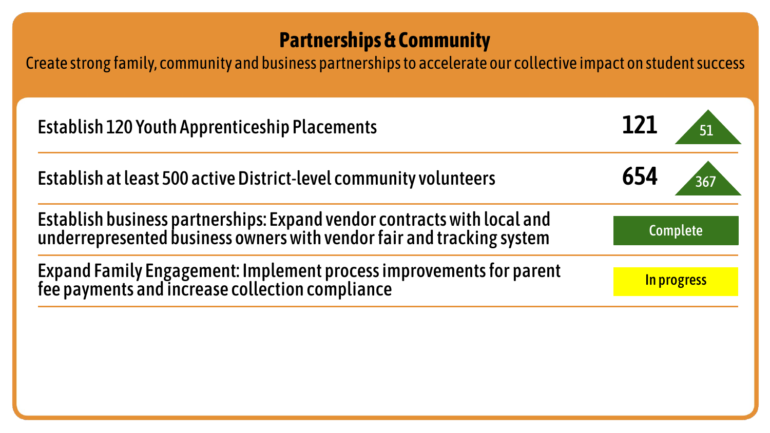## Partnerships & Community

Create strong family, community and business partnerships to accelerate our collective impact on student success

| Goal | Status | Change |
| --- | --- | --- |
| Establish 120 Youth Apprenticeship Placements | 121 | ▲ 51 |
| Establish at least 500 active District-level community volunteers | 654 | ▲ 367 |
| Establish business partnerships: Expand vendor contracts with local and underrepresented business owners with vendor fair and tracking system | Complete | |
| Expand Family Engagement: Implement process improvements for parent fee payments and increase collection compliance | In progress | |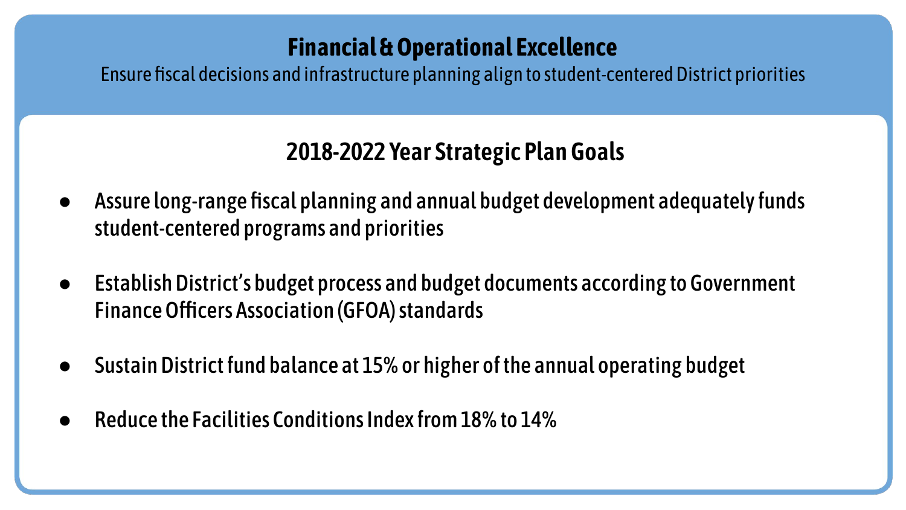# Financial & Operational Excellence

Ensure fiscal decisions and infrastructure planning align to student-centered District priorities

## 2018-2022 Year Strategic Plan Goals

- Assure long-range fiscal planning and annual budget development adequately funds student-centered programs and priorities
- Establish District's budget process and budget documents according to Government Finance Officers Association (GFOA) standards
- Sustain District fund balance at 15% or higher of the annual operating budget
- Reduce the Facilities Conditions Index from 18% to 14%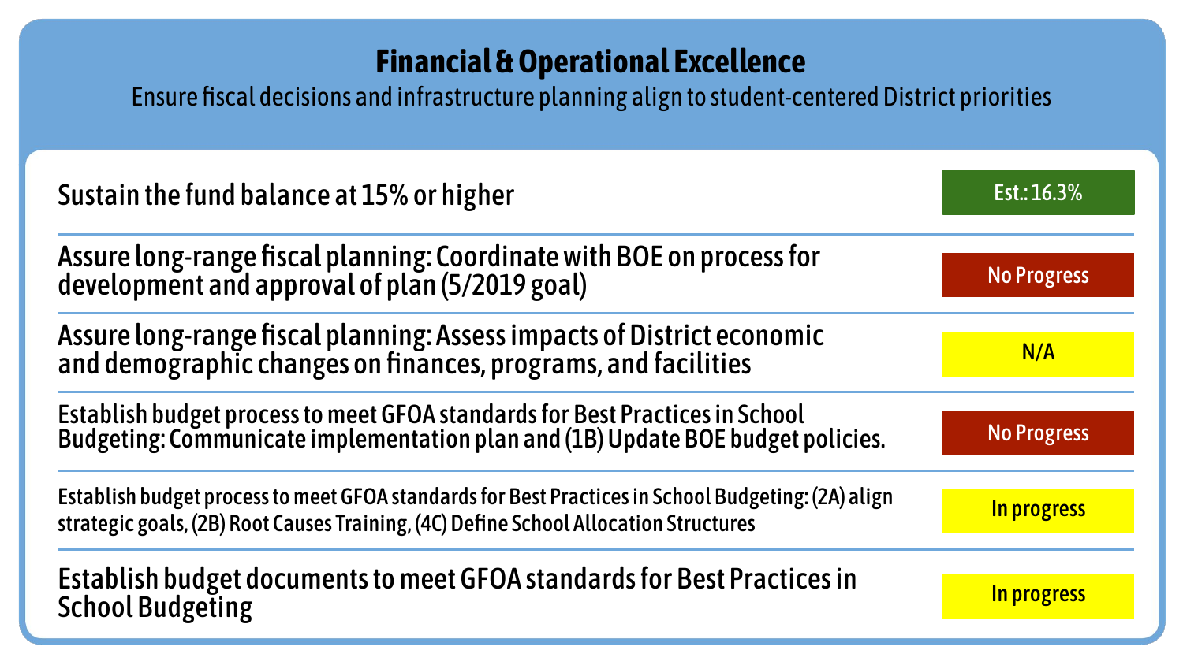## Financial & Operational Excellence

Ensure fiscal decisions and infrastructure planning align to student-centered District priorities

| Goal | Status |
| --- | --- |
| Sustain the fund balance at 15% or higher | Est.: 16.3% |
| Assure long-range fiscal planning: Coordinate with BOE on process for development and approval of plan (5/2019 goal) | No Progress |
| Assure long-range fiscal planning: Assess impacts of District economic and demographic changes on finances, programs, and facilities | N/A |
| Establish budget process to meet GFOA standards for Best Practices in School Budgeting: Communicate implementation plan and (1B) Update BOE budget policies. | No Progress |
| Establish budget process to meet GFOA standards for Best Practices in School Budgeting: (2A) align strategic goals, (2B) Root Causes Training, (4C) Define School Allocation Structures | In progress |
| Establish budget documents to meet GFOA standards for Best Practices in School Budgeting | In progress |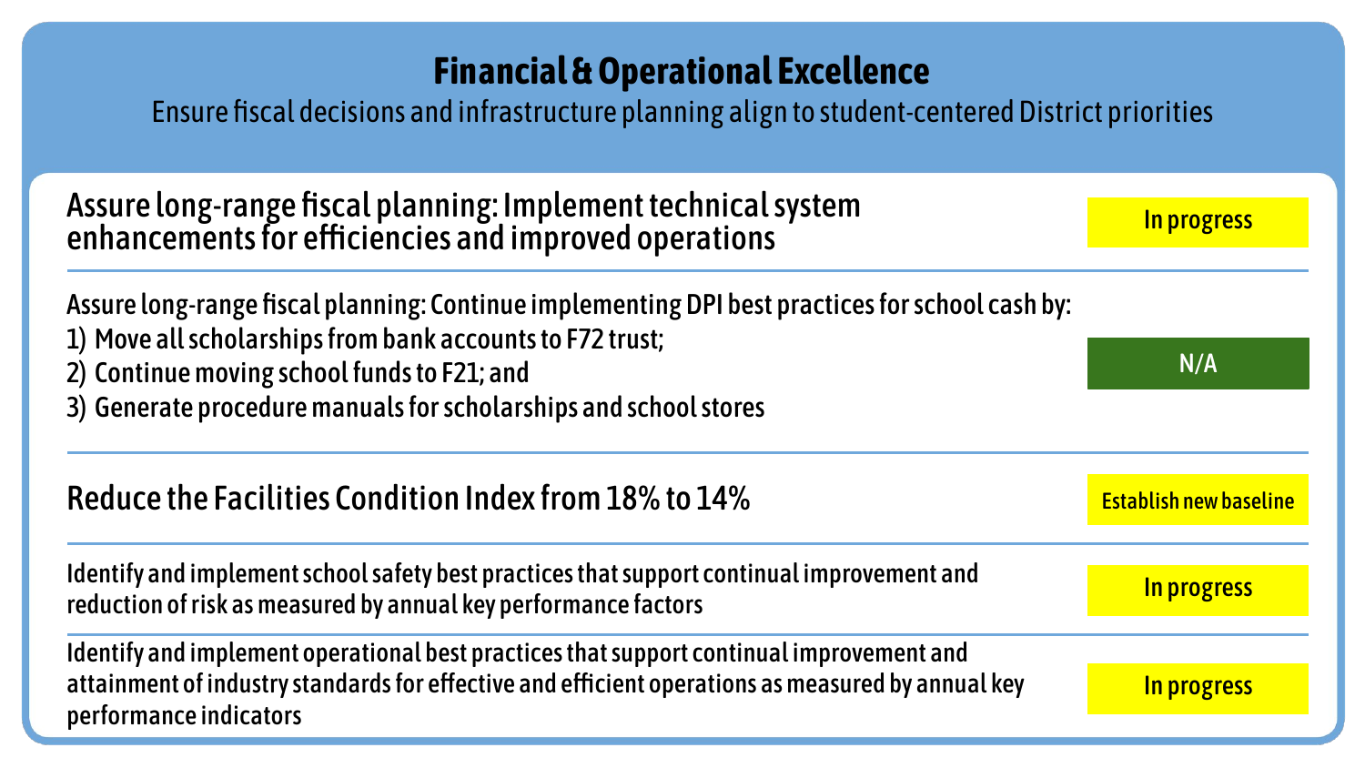# Financial & Operational Excellence

Ensure fiscal decisions and infrastructure planning align to student-centered District priorities

| | |
|---|---|
| Assure long-range fiscal planning: Implement technical system enhancements for efficiencies and improved operations | In progress |
| Assure long-range fiscal planning: Continue implementing DPI best practices for school cash by:<br>1) Move all scholarships from bank accounts to F72 trust;<br>2) Continue moving school funds to F21; and<br>3) Generate procedure manuals for scholarships and school stores | N/A |
| Reduce the Facilities Condition Index from 18% to 14% | Establish new baseline |
| Identify and implement school safety best practices that support continual improvement and reduction of risk as measured by annual key performance factors | In progress |
| Identify and implement operational best practices that support continual improvement and attainment of industry standards for effective and efficient operations as measured by annual key performance indicators | In progress |